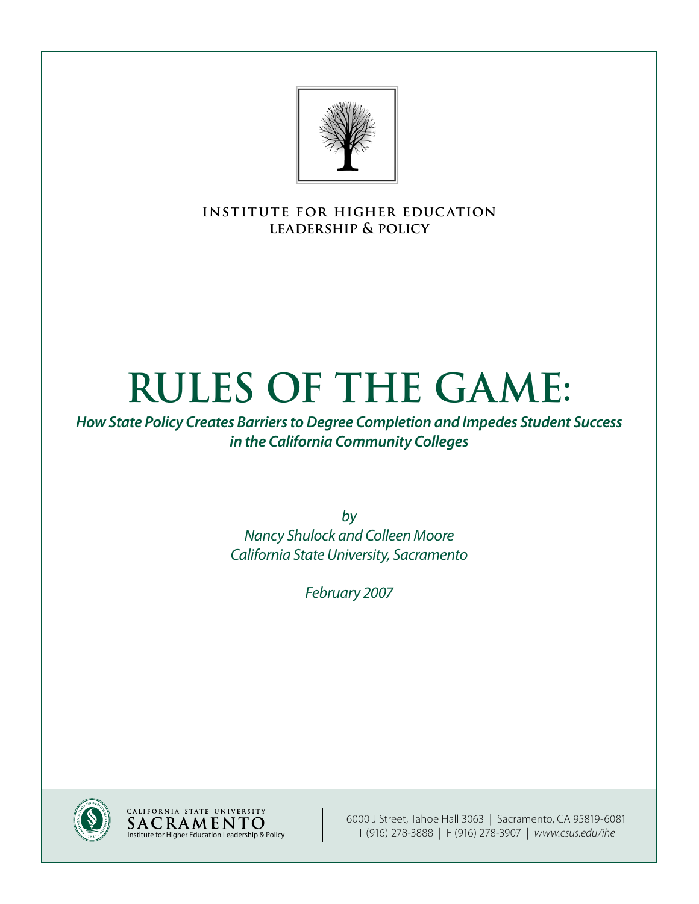**INSTITUTE FOR HIGHER EDUCATION LEADERSHIP & POLICY**

# RULES OF THE GAME:

***How State Policy Creates Barriers to Degree Completion and Impedes Student Success in the California Community Colleges***

*by*
*Nancy Shulock and Colleen Moore*
*California State University, Sacramento*

*February 2007*

CALIFORNIA STATE UNIVERSITY
SACRAMENTO
Institute for Higher Education Leadership & Policy

6000 J Street, Tahoe Hall 3063 | Sacramento, CA 95819-6081
T (916) 278-3888 | F (916) 278-3907 | *www.csus.edu/ihe*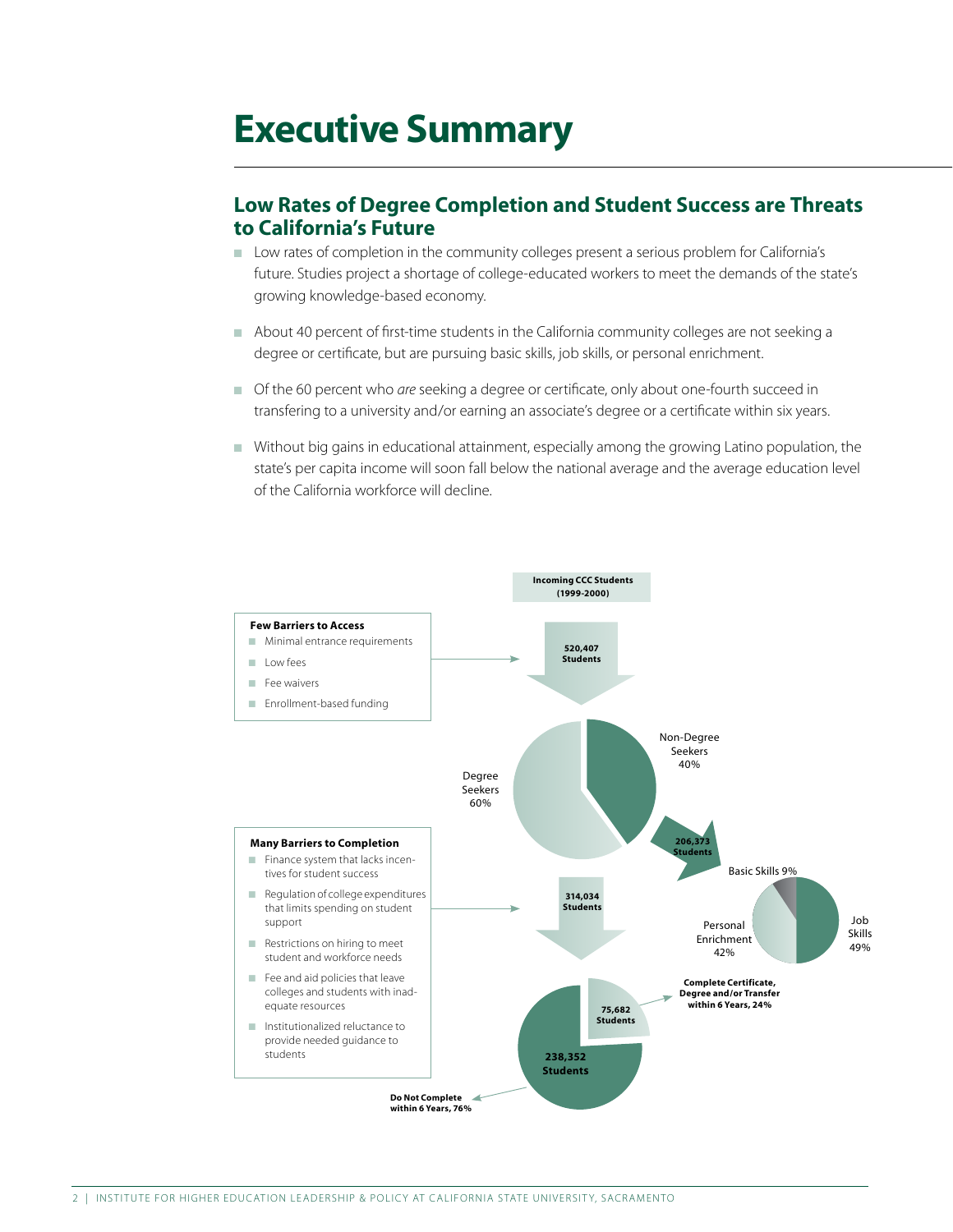# Executive Summary

## Low Rates of Degree Completion and Student Success are Threats to California's Future

- Low rates of completion in the community colleges present a serious problem for California's future. Studies project a shortage of college-educated workers to meet the demands of the state's growing knowledge-based economy.
- About 40 percent of first-time students in the California community colleges are not seeking a degree or certificate, but are pursuing basic skills, job skills, or personal enrichment.
- Of the 60 percent who *are* seeking a degree or certificate, only about one-fourth succeed in transfering to a university and/or earning an associate's degree or a certificate within six years.
- Without big gains in educational attainment, especially among the growing Latino population, the state's per capita income will soon fall below the national average and the average education level of the California workforce will decline.

**Incoming CCC Students (1999-2000)**

**Few Barriers to Access**
- Minimal entrance requirements
- Low fees
- Fee waivers
- Enrollment-based funding

**520,407 Students**

Degree Seekers 60%

Non-Degree Seekers 40%

**206,373 Students**

Basic Skills 9%

Personal Enrichment 42%

Job Skills 49%

**Many Barriers to Completion**
- Finance system that lacks incentives for student success
- Regulation of college expenditures that limits spending on student support
- Restrictions on hiring to meet student and workforce needs
- Fee and aid policies that leave colleges and students with inadequate resources
- Institutionalized reluctance to provide needed guidance to students

**314,034 Students**

**75,682 Students** — **Complete Certificate, Degree and/or Transfer within 6 Years, 24%**

**238,352 Students** — **Do Not Complete within 6 Years, 76%**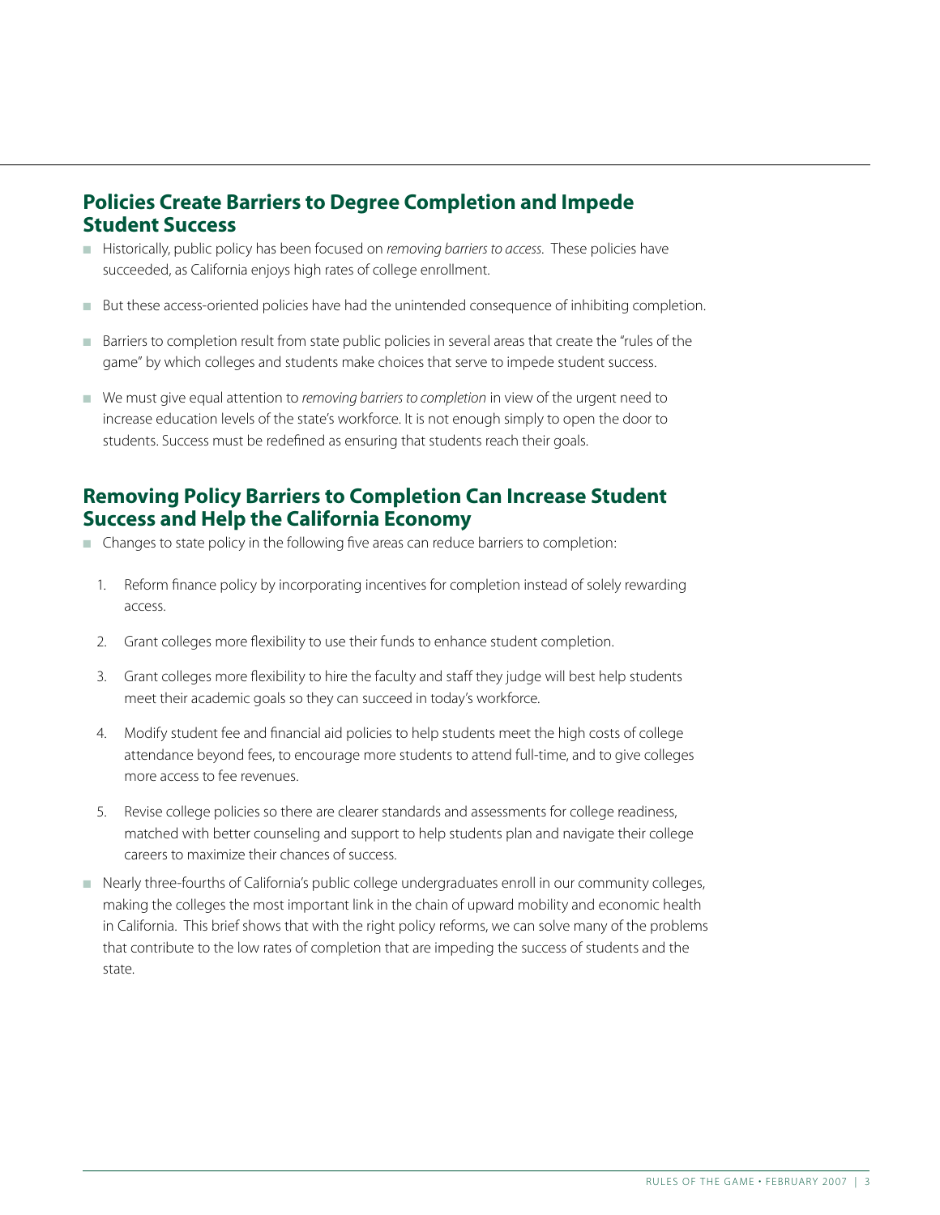## Policies Create Barriers to Degree Completion and Impede Student Success

- Historically, public policy has been focused on *removing barriers to access.* These policies have succeeded, as California enjoys high rates of college enrollment.
- But these access-oriented policies have had the unintended consequence of inhibiting completion.
- Barriers to completion result from state public policies in several areas that create the "rules of the game" by which colleges and students make choices that serve to impede student success.
- We must give equal attention to *removing barriers to completion* in view of the urgent need to increase education levels of the state's workforce. It is not enough simply to open the door to students. Success must be redefined as ensuring that students reach their goals.

## Removing Policy Barriers to Completion Can Increase Student Success and Help the California Economy

- Changes to state policy in the following five areas can reduce barriers to completion:
  1. Reform finance policy by incorporating incentives for completion instead of solely rewarding access.
  2. Grant colleges more flexibility to use their funds to enhance student completion.
  3. Grant colleges more flexibility to hire the faculty and staff they judge will best help students meet their academic goals so they can succeed in today's workforce.
  4. Modify student fee and financial aid policies to help students meet the high costs of college attendance beyond fees, to encourage more students to attend full-time, and to give colleges more access to fee revenues.
  5. Revise college policies so there are clearer standards and assessments for college readiness, matched with better counseling and support to help students plan and navigate their college careers to maximize their chances of success.
- Nearly three-fourths of California's public college undergraduates enroll in our community colleges, making the colleges the most important link in the chain of upward mobility and economic health in California. This brief shows that with the right policy reforms, we can solve many of the problems that contribute to the low rates of completion that are impeding the success of students and the state.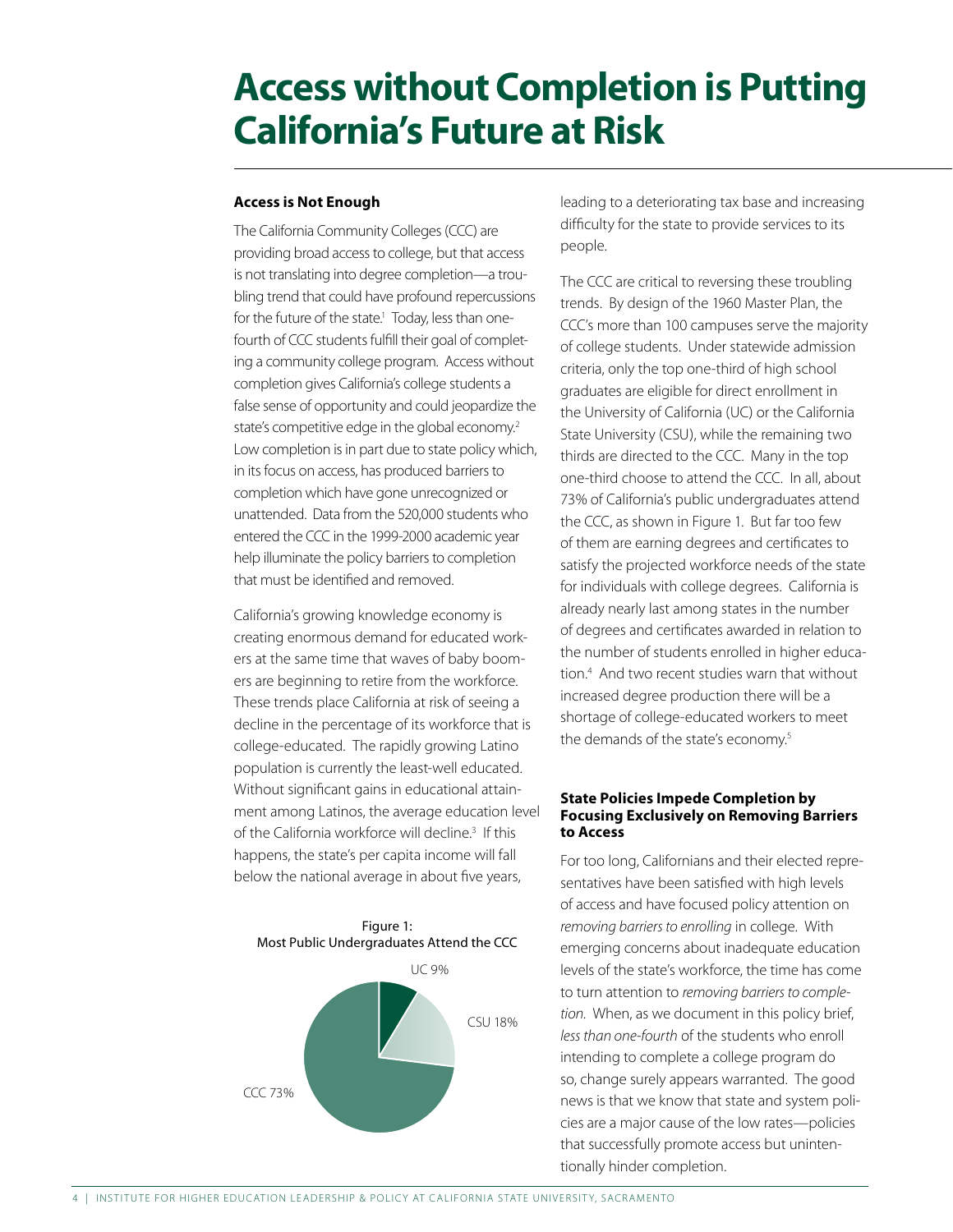# Access without Completion is Putting California's Future at Risk

### Access is Not Enough

The California Community Colleges (CCC) are providing broad access to college, but that access is not translating into degree completion—a troubling trend that could have profound repercussions for the future of the state.[1] Today, less than one-fourth of CCC students fulfill their goal of completing a community college program. Access without completion gives California's college students a false sense of opportunity and could jeopardize the state's competitive edge in the global economy.[2] Low completion is in part due to state policy which, in its focus on access, has produced barriers to completion which have gone unrecognized or unattended. Data from the 520,000 students who entered the CCC in the 1999-2000 academic year help illuminate the policy barriers to completion that must be identified and removed.

California's growing knowledge economy is creating enormous demand for educated workers at the same time that waves of baby boomers are beginning to retire from the workforce. These trends place California at risk of seeing a decline in the percentage of its workforce that is college-educated. The rapidly growing Latino population is currently the least-well educated. Without significant gains in educational attainment among Latinos, the average education level of the California workforce will decline.[3] If this happens, the state's per capita income will fall below the national average in about five years, leading to a deteriorating tax base and increasing difficulty for the state to provide services to its people.

Figure 1:
Most Public Undergraduates Attend the CCC

| Segment | Share |
| --- | --- |
| UC | 9% |
| CSU | 18% |
| CCC | 73% |

The CCC are critical to reversing these troubling trends. By design of the 1960 Master Plan, the CCC's more than 100 campuses serve the majority of college students. Under statewide admission criteria, only the top one-third of high school graduates are eligible for direct enrollment in the University of California (UC) or the California State University (CSU), while the remaining two thirds are directed to the CCC. Many in the top one-third choose to attend the CCC. In all, about 73% of California's public undergraduates attend the CCC, as shown in Figure 1. But far too few of them are earning degrees and certificates to satisfy the projected workforce needs of the state for individuals with college degrees. California is already nearly last among states in the number of degrees and certificates awarded in relation to the number of students enrolled in higher education.[4] And two recent studies warn that without increased degree production there will be a shortage of college-educated workers to meet the demands of the state's economy.[5]

### State Policies Impede Completion by Focusing Exclusively on Removing Barriers to Access

For too long, Californians and their elected representatives have been satisfied with high levels of access and have focused policy attention on *removing barriers to enrolling* in college. With emerging concerns about inadequate education levels of the state's workforce, the time has come to turn attention to *removing barriers to completion.* When, as we document in this policy brief, *less than one-fourth* of the students who enroll intending to complete a college program do so, change surely appears warranted. The good news is that we know that state and system policies are a major cause of the low rates—policies that successfully promote access but unintentionally hinder completion.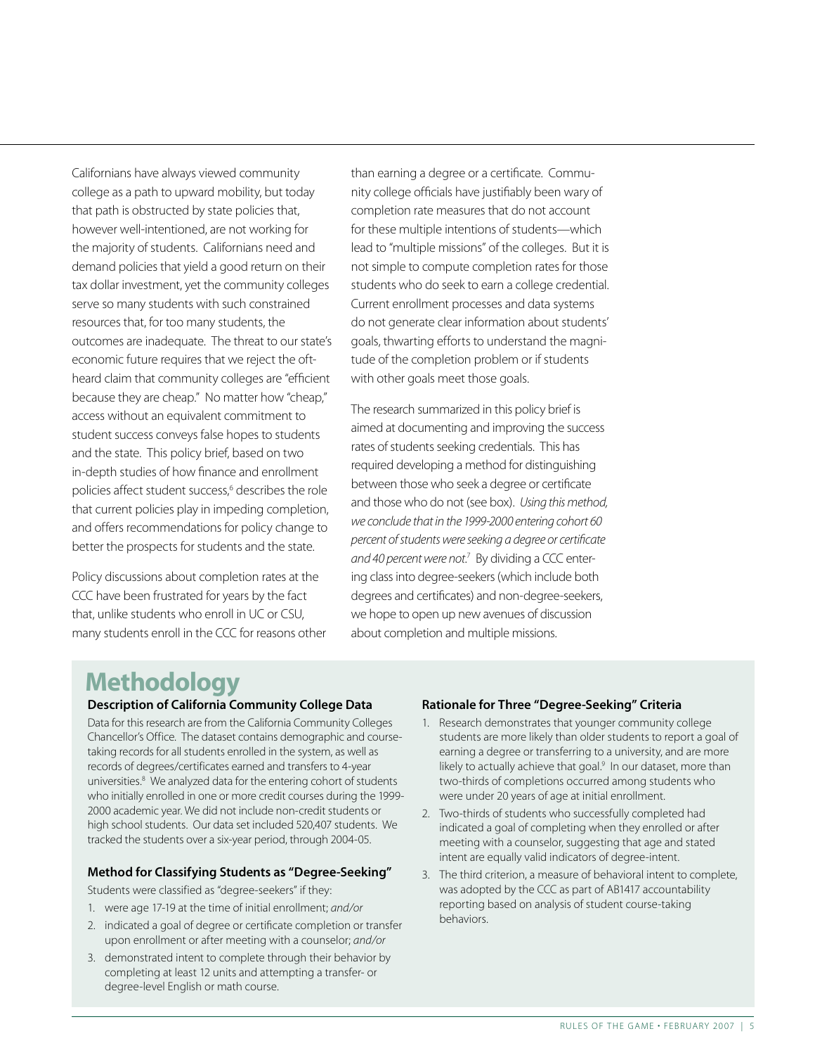Californians have always viewed community college as a path to upward mobility, but today that path is obstructed by state policies that, however well-intentioned, are not working for the majority of students. Californians need and demand policies that yield a good return on their tax dollar investment, yet the community colleges serve so many students with such constrained resources that, for too many students, the outcomes are inadequate. The threat to our state's economic future requires that we reject the oft-heard claim that community colleges are "efficient because they are cheap." No matter how "cheap," access without an equivalent commitment to student success conveys false hopes to students and the state. This policy brief, based on two in-depth studies of how finance and enrollment policies affect student success,[6] describes the role that current policies play in impeding completion, and offers recommendations for policy change to better the prospects for students and the state.

Policy discussions about completion rates at the CCC have been frustrated for years by the fact that, unlike students who enroll in UC or CSU, many students enroll in the CCC for reasons other than earning a degree or a certificate. Community college officials have justifiably been wary of completion rate measures that do not account for these multiple intentions of students—which lead to "multiple missions" of the colleges. But it is not simple to compute completion rates for those students who do seek to earn a college credential. Current enrollment processes and data systems do not generate clear information about students' goals, thwarting efforts to understand the magnitude of the completion problem or if students with other goals meet those goals.

The research summarized in this policy brief is aimed at documenting and improving the success rates of students seeking credentials. This has required developing a method for distinguishing between those who seek a degree or certificate and those who do not (see box). *Using this method, we conclude that in the 1999-2000 entering cohort 60 percent of students were seeking a degree or certificate and 40 percent were not.*[7] By dividing a CCC entering class into degree-seekers (which include both degrees and certificates) and non-degree-seekers, we hope to open up new avenues of discussion about completion and multiple missions.

# Methodology

### Description of California Community College Data

Data for this research are from the California Community Colleges Chancellor's Office. The dataset contains demographic and course-taking records for all students enrolled in the system, as well as records of degrees/certificates earned and transfers to 4-year universities.[8] We analyzed data for the entering cohort of students who initially enrolled in one or more credit courses during the 1999-2000 academic year. We did not include non-credit students or high school students. Our data set included 520,407 students. We tracked the students over a six-year period, through 2004-05.

### Method for Classifying Students as "Degree-Seeking"

Students were classified as "degree-seekers" if they:

1. were age 17-19 at the time of initial enrollment; *and/or*
2. indicated a goal of degree or certificate completion or transfer upon enrollment or after meeting with a counselor; *and/or*
3. demonstrated intent to complete through their behavior by completing at least 12 units and attempting a transfer- or degree-level English or math course.

### Rationale for Three "Degree-Seeking" Criteria

1. Research demonstrates that younger community college students are more likely than older students to report a goal of earning a degree or transferring to a university, and are more likely to actually achieve that goal.[9] In our dataset, more than two-thirds of completions occurred among students who were under 20 years of age at initial enrollment.
2. Two-thirds of students who successfully completed had indicated a goal of completing when they enrolled or after meeting with a counselor, suggesting that age and stated intent are equally valid indicators of degree-intent.
3. The third criterion, a measure of behavioral intent to complete, was adopted by the CCC as part of AB1417 accountability reporting based on analysis of student course-taking behaviors.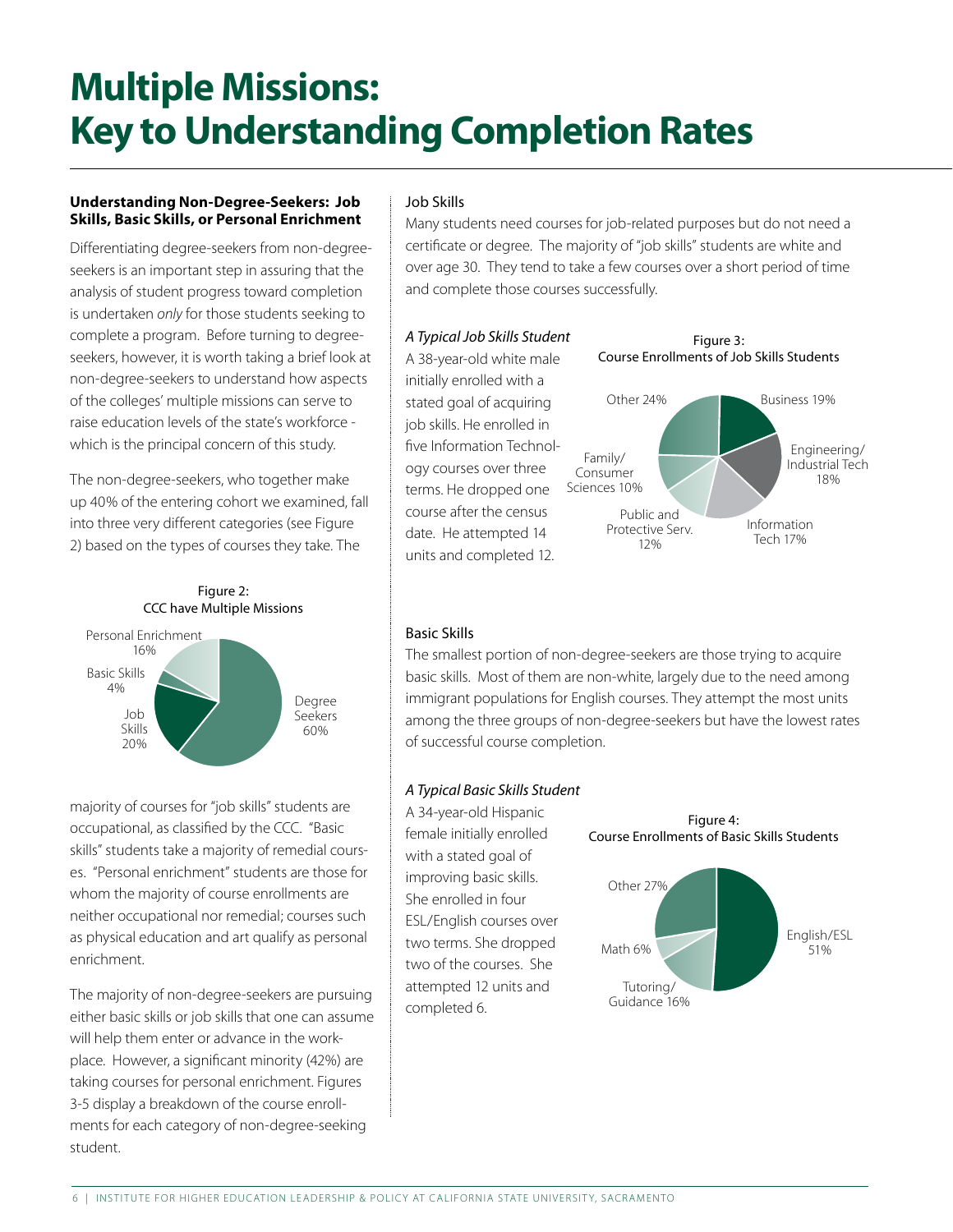# Multiple Missions: Key to Understanding Completion Rates

**Understanding Non-Degree-Seekers: Job Skills, Basic Skills, or Personal Enrichment**

Differentiating degree-seekers from non-degree-seekers is an important step in assuring that the analysis of student progress toward completion is undertaken *only* for those students seeking to complete a program. Before turning to degree-seekers, however, it is worth taking a brief look at non-degree-seekers to understand how aspects of the colleges' multiple missions can serve to raise education levels of the state's workforce - which is the principal concern of this study.

The non-degree-seekers, who together make up 40% of the entering cohort we examined, fall into three very different categories (see Figure 2) based on the types of courses they take. The majority of courses for "job skills" students are occupational, as classified by the CCC. "Basic skills" students take a majority of remedial courses. "Personal enrichment" students are those for whom the majority of course enrollments are neither occupational nor remedial; courses such as physical education and art qualify as personal enrichment.

Figure 2:
CCC have Multiple Missions

Degree Seekers 60%; Job Skills 20%; Basic Skills 4%; Personal Enrichment 16%

The majority of non-degree-seekers are pursuing either basic skills or job skills that one can assume will help them enter or advance in the workplace. However, a significant minority (42%) are taking courses for personal enrichment. Figures 3-5 display a breakdown of the course enrollments for each category of non-degree-seeking student.

Job Skills

Many students need courses for job-related purposes but do not need a certificate or degree. The majority of "job skills" students are white and over age 30. They tend to take a few courses over a short period of time and complete those courses successfully.

*A Typical Job Skills Student*

A 38-year-old white male initially enrolled with a stated goal of acquiring job skills. He enrolled in five Information Technology courses over three terms. He dropped one course after the census date. He attempted 14 units and completed 12.

Figure 3:
Course Enrollments of Job Skills Students

Business 19%; Engineering/Industrial Tech 18%; Information Tech 17%; Public and Protective Serv. 12%; Family/Consumer Sciences 10%; Other 24%

Basic Skills

The smallest portion of non-degree-seekers are those trying to acquire basic skills. Most of them are non-white, largely due to the need among immigrant populations for English courses. They attempt the most units among the three groups of non-degree-seekers but have the lowest rates of successful course completion.

*A Typical Basic Skills Student*

A 34-year-old Hispanic female initially enrolled with a stated goal of improving basic skills. She enrolled in four ESL/English courses over two terms. She dropped two of the courses. She attempted 12 units and completed 6.

Figure 4:
Course Enrollments of Basic Skills Students

English/ESL 51%; Tutoring/Guidance 16%; Math 6%; Other 27%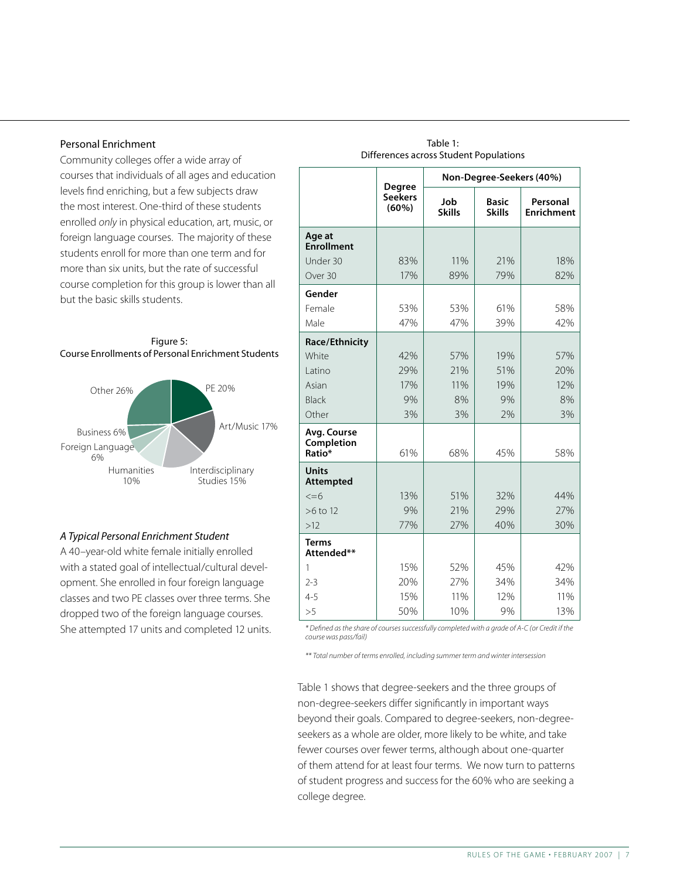### Personal Enrichment

Community colleges offer a wide array of courses that individuals of all ages and education levels find enriching, but a few subjects draw the most interest. One-third of these students enrolled *only* in physical education, art, music, or foreign language courses. The majority of these students enroll for more than one term and for more than six units, but the rate of successful course completion for this group is lower than all but the basic skills students.

Figure 5:
Course Enrollments of Personal Enrichment Students

| Course | Share |
|---|---|
| PE | 20% |
| Art/Music | 17% |
| Interdisciplinary Studies | 15% |
| Humanities | 10% |
| Foreign Language | 6% |
| Business | 6% |
| Other | 26% |

*A Typical Personal Enrichment Student*

A 40–year-old white female initially enrolled with a stated goal of intellectual/cultural development. She enrolled in four foreign language classes and two PE classes over three terms. She dropped two of the foreign language courses. She attempted 17 units and completed 12 units.

Table 1:
Differences across Student Populations

| | Degree Seekers (60%) | Non-Degree-Seekers (40%) | | |
|---|---|---|---|---|
| | | Job Skills | Basic Skills | Personal Enrichment |
| **Age at Enrollment** | | | | |
| Under 30 | 83% | 11% | 21% | 18% |
| Over 30 | 17% | 89% | 79% | 82% |
| **Gender** | | | | |
| Female | 53% | 53% | 61% | 58% |
| Male | 47% | 47% | 39% | 42% |
| **Race/Ethnicity** | | | | |
| White | 42% | 57% | 19% | 57% |
| Latino | 29% | 21% | 51% | 20% |
| Asian | 17% | 11% | 19% | 12% |
| Black | 9% | 8% | 9% | 8% |
| Other | 3% | 3% | 2% | 3% |
| **Avg. Course Completion Ratio*** | 61% | 68% | 45% | 58% |
| **Units Attempted** | | | | |
| <=6 | 13% | 51% | 32% | 44% |
| >6 to 12 | 9% | 21% | 29% | 27% |
| >12 | 77% | 27% | 40% | 30% |
| **Terms Attended**** | | | | |
| 1 | 15% | 52% | 45% | 42% |
| 2-3 | 20% | 27% | 34% | 34% |
| 4-5 | 15% | 11% | 12% | 11% |
| >5 | 50% | 10% | 9% | 13% |

*\* Defined as the share of courses successfully completed with a grade of A-C (or Credit if the course was pass/fail)*

*\*\* Total number of terms enrolled, including summer term and winter intersession*

Table 1 shows that degree-seekers and the three groups of non-degree-seekers differ significantly in important ways beyond their goals. Compared to degree-seekers, non-degree-seekers as a whole are older, more likely to be white, and take fewer courses over fewer terms, although about one-quarter of them attend for at least four terms. We now turn to patterns of student progress and success for the 60% who are seeking a college degree.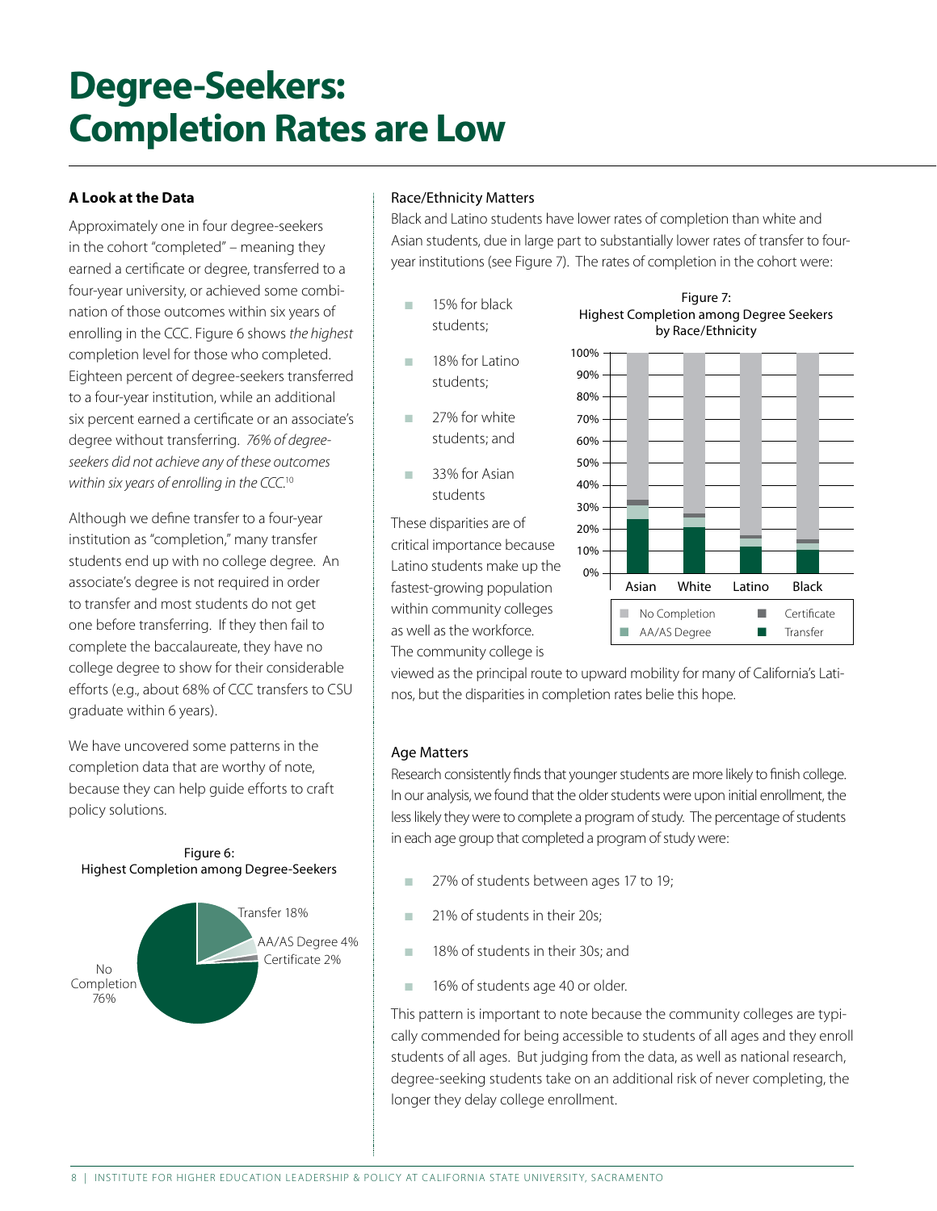# Degree-Seekers: Completion Rates are Low

**A Look at the Data**

Approximately one in four degree-seekers in the cohort "completed" – meaning they earned a certificate or degree, transferred to a four-year university, or achieved some combination of those outcomes within six years of enrolling in the CCC. Figure 6 shows *the highest* completion level for those who completed. Eighteen percent of degree-seekers transferred to a four-year institution, while an additional six percent earned a certificate or an associate's degree without transferring. *76% of degree-seekers did not achieve any of these outcomes within six years of enrolling in the CCC.*[10]

Although we define transfer to a four-year institution as "completion," many transfer students end up with no college degree. An associate's degree is not required in order to transfer and most students do not get one before transferring. If they then fail to complete the baccalaureate, they have no college degree to show for their considerable efforts (e.g., about 68% of CCC transfers to CSU graduate within 6 years).

We have uncovered some patterns in the completion data that are worthy of note, because they can help guide efforts to craft policy solutions.

Figure 6:
Highest Completion among Degree-Seekers

| Outcome | Percent |
|---|---|
| Transfer | 18% |
| AA/AS Degree | 4% |
| Certificate | 2% |
| No Completion | 76% |

### Race/Ethnicity Matters

Black and Latino students have lower rates of completion than white and Asian students, due in large part to substantially lower rates of transfer to four-year institutions (see Figure 7). The rates of completion in the cohort were:

- 15% for black students;
- 18% for Latino students;
- 27% for white students; and
- 33% for Asian students

Figure 7:
Highest Completion among Degree Seekers by Race/Ethnicity

(Stacked bar chart for Asian, White, Latino, Black; legend: No Completion, Certificate, AA/AS Degree, Transfer)

These disparities are of critical importance because Latino students make up the fastest-growing population within community colleges as well as the workforce. The community college is viewed as the principal route to upward mobility for many of California's Latinos, but the disparities in completion rates belie this hope.

### Age Matters

Research consistently finds that younger students are more likely to finish college. In our analysis, we found that the older students were upon initial enrollment, the less likely they were to complete a program of study. The percentage of students in each age group that completed a program of study were:

- 27% of students between ages 17 to 19;
- 21% of students in their 20s;
- 18% of students in their 30s; and
- 16% of students age 40 or older.

This pattern is important to note because the community colleges are typically commended for being accessible to students of all ages and they enroll students of all ages. But judging from the data, as well as national research, degree-seeking students take on an additional risk of never completing, the longer they delay college enrollment.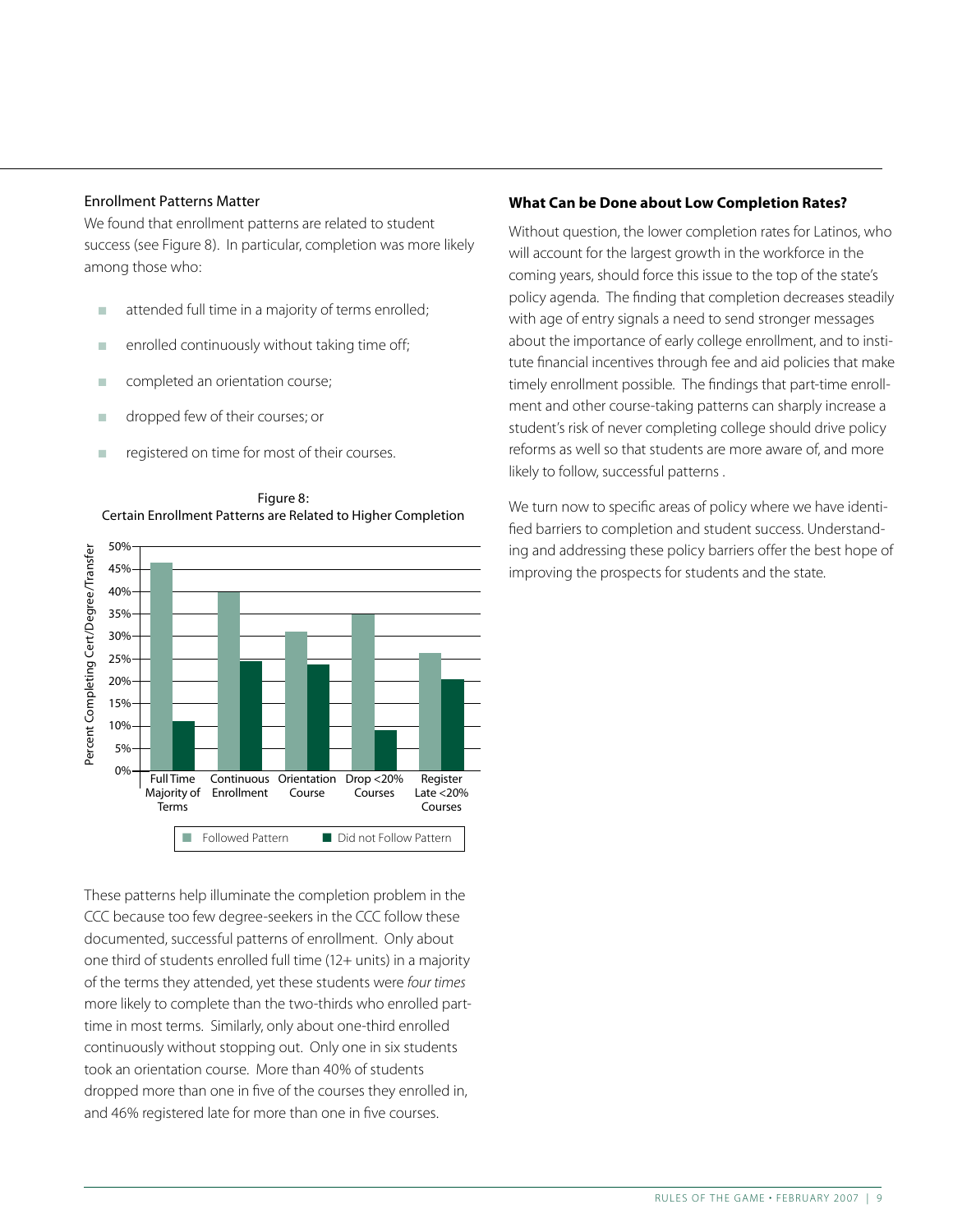### Enrollment Patterns Matter

We found that enrollment patterns are related to student success (see Figure 8). In particular, completion was more likely among those who:

- attended full time in a majority of terms enrolled;
- enrolled continuously without taking time off;
- completed an orientation course;
- dropped few of their courses; or
- registered on time for most of their courses.

Figure 8:
Certain Enrollment Patterns are Related to Higher Completion

These patterns help illuminate the completion problem in the CCC because too few degree-seekers in the CCC follow these documented, successful patterns of enrollment. Only about one third of students enrolled full time (12+ units) in a majority of the terms they attended, yet these students were *four times* more likely to complete than the two-thirds who enrolled part-time in most terms. Similarly, only about one-third enrolled continuously without stopping out. Only one in six students took an orientation course. More than 40% of students dropped more than one in five of the courses they enrolled in, and 46% registered late for more than one in five courses.

### What Can be Done about Low Completion Rates?

Without question, the lower completion rates for Latinos, who will account for the largest growth in the workforce in the coming years, should force this issue to the top of the state's policy agenda. The finding that completion decreases steadily with age of entry signals a need to send stronger messages about the importance of early college enrollment, and to institute financial incentives through fee and aid policies that make timely enrollment possible. The findings that part-time enrollment and other course-taking patterns can sharply increase a student's risk of never completing college should drive policy reforms as well so that students are more aware of, and more likely to follow, successful patterns .

We turn now to specific areas of policy where we have identified barriers to completion and student success. Understanding and addressing these policy barriers offer the best hope of improving the prospects for students and the state.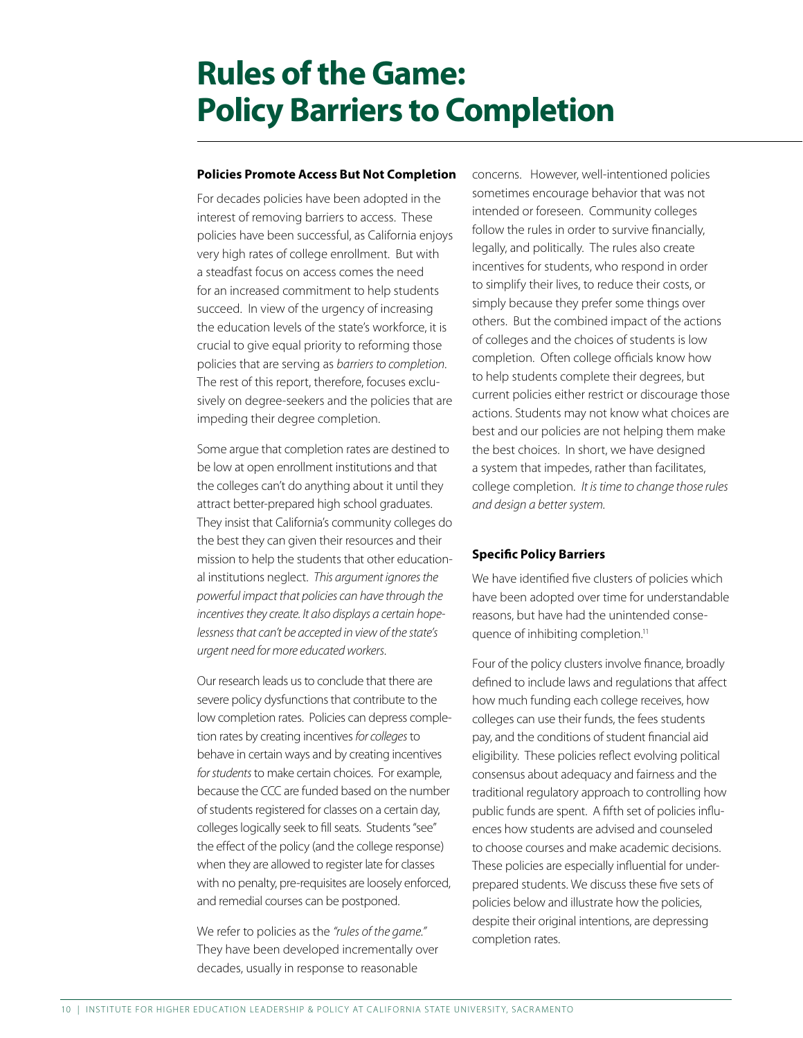# Rules of the Game: Policy Barriers to Completion

### Policies Promote Access But Not Completion

For decades policies have been adopted in the interest of removing barriers to access. These policies have been successful, as California enjoys very high rates of college enrollment. But with a steadfast focus on access comes the need for an increased commitment to help students succeed. In view of the urgency of increasing the education levels of the state's workforce, it is crucial to give equal priority to reforming those policies that are serving as *barriers to completion*. The rest of this report, therefore, focuses exclusively on degree-seekers and the policies that are impeding their degree completion.

Some argue that completion rates are destined to be low at open enrollment institutions and that the colleges can't do anything about it until they attract better-prepared high school graduates. They insist that California's community colleges do the best they can given their resources and their mission to help the students that other educational institutions neglect. *This argument ignores the powerful impact that policies can have through the incentives they create. It also displays a certain hopelessness that can't be accepted in view of the state's urgent need for more educated workers.*

Our research leads us to conclude that there are severe policy dysfunctions that contribute to the low completion rates. Policies can depress completion rates by creating incentives *for colleges* to behave in certain ways and by creating incentives *for students* to make certain choices. For example, because the CCC are funded based on the number of students registered for classes on a certain day, colleges logically seek to fill seats. Students "see" the effect of the policy (and the college response) when they are allowed to register late for classes with no penalty, pre-requisites are loosely enforced, and remedial courses can be postponed.

We refer to policies as the *"rules of the game."* They have been developed incrementally over decades, usually in response to reasonable concerns. However, well-intentioned policies sometimes encourage behavior that was not intended or foreseen. Community colleges follow the rules in order to survive financially, legally, and politically. The rules also create incentives for students, who respond in order to simplify their lives, to reduce their costs, or simply because they prefer some things over others. But the combined impact of the actions of colleges and the choices of students is low completion. Often college officials know how to help students complete their degrees, but current policies either restrict or discourage those actions. Students may not know what choices are best and our policies are not helping them make the best choices. In short, we have designed a system that impedes, rather than facilitates, college completion. *It is time to change those rules and design a better system.*

### Specific Policy Barriers

We have identified five clusters of policies which have been adopted over time for understandable reasons, but have had the unintended consequence of inhibiting completion.[11]

Four of the policy clusters involve finance, broadly defined to include laws and regulations that affect how much funding each college receives, how colleges can use their funds, the fees students pay, and the conditions of student financial aid eligibility. These policies reflect evolving political consensus about adequacy and fairness and the traditional regulatory approach to controlling how public funds are spent. A fifth set of policies influences how students are advised and counseled to choose courses and make academic decisions. These policies are especially influential for underprepared students. We discuss these five sets of policies below and illustrate how the policies, despite their original intentions, are depressing completion rates.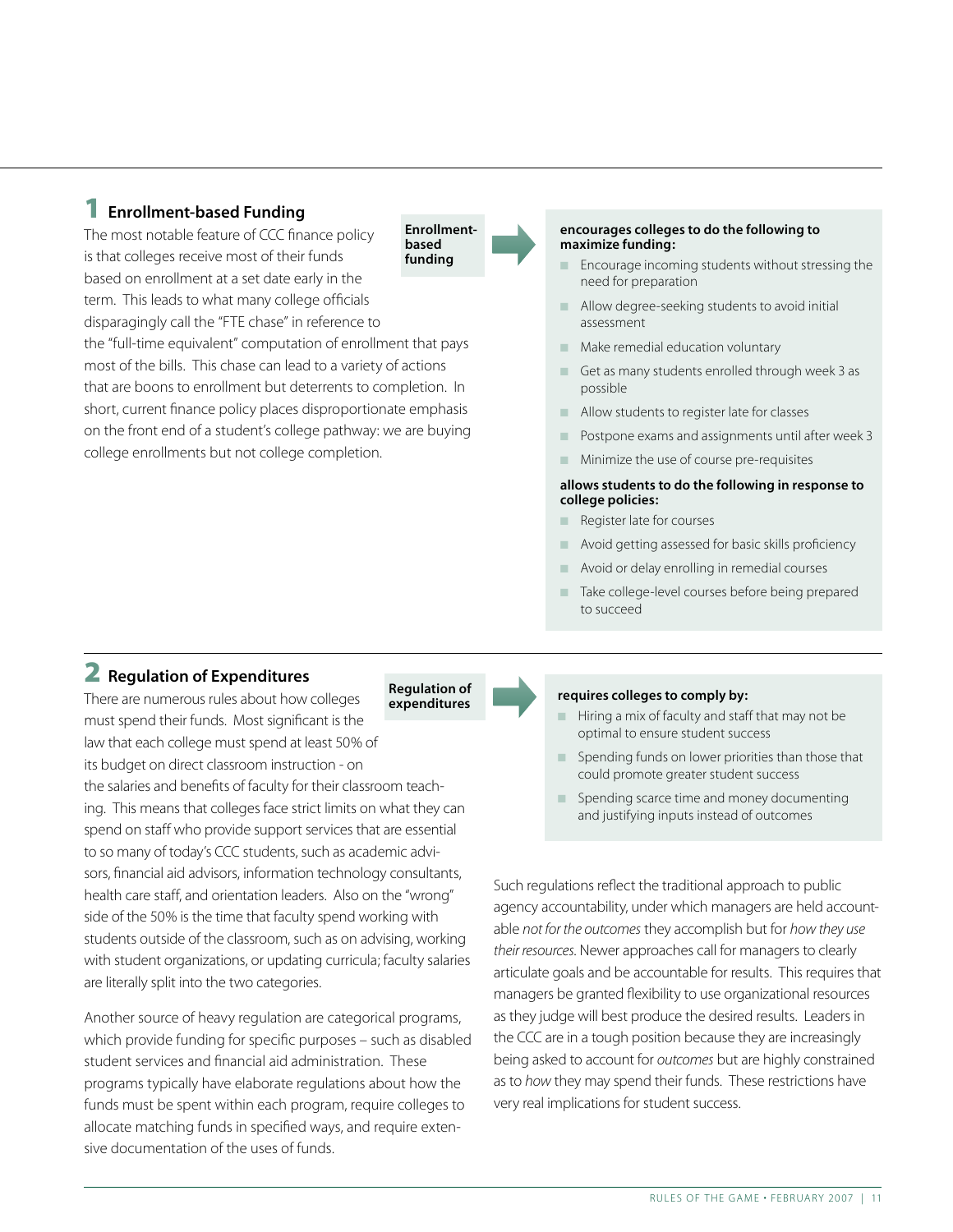## 1 Enrollment-based Funding

The most notable feature of CCC finance policy is that colleges receive most of their funds based on enrollment at a set date early in the term. This leads to what many college officials disparagingly call the "FTE chase" in reference to the "full-time equivalent" computation of enrollment that pays most of the bills. This chase can lead to a variety of actions that are boons to enrollment but deterrents to completion. In short, current finance policy places disproportionate emphasis on the front end of a student's college pathway: we are buying college enrollments but not college completion.

**Enrollment-based funding**

**encourages colleges to do the following to maximize funding:**

- Encourage incoming students without stressing the need for preparation
- Allow degree-seeking students to avoid initial assessment
- Make remedial education voluntary
- Get as many students enrolled through week 3 as possible
- Allow students to register late for classes
- Postpone exams and assignments until after week 3
- Minimize the use of course pre-requisites

**allows students to do the following in response to college policies:**

- Register late for courses
- Avoid getting assessed for basic skills proficiency
- Avoid or delay enrolling in remedial courses
- Take college-level courses before being prepared to succeed

## 2 Regulation of Expenditures

There are numerous rules about how colleges must spend their funds. Most significant is the law that each college must spend at least 50% of its budget on direct classroom instruction - on the salaries and benefits of faculty for their classroom teaching. This means that colleges face strict limits on what they can spend on staff who provide support services that are essential to so many of today's CCC students, such as academic advisors, financial aid advisors, information technology consultants, health care staff, and orientation leaders. Also on the "wrong" side of the 50% is the time that faculty spend working with students outside of the classroom, such as on advising, working with student organizations, or updating curricula; faculty salaries are literally split into the two categories.

Another source of heavy regulation are categorical programs, which provide funding for specific purposes – such as disabled student services and financial aid administration. These programs typically have elaborate regulations about how the funds must be spent within each program, require colleges to allocate matching funds in specified ways, and require extensive documentation of the uses of funds.

**Regulation of expenditures**

**requires colleges to comply by:**

- Hiring a mix of faculty and staff that may not be optimal to ensure student success
- Spending funds on lower priorities than those that could promote greater student success
- Spending scarce time and money documenting and justifying inputs instead of outcomes

Such regulations reflect the traditional approach to public agency accountability, under which managers are held accountable *not for the outcomes* they accomplish but for *how they use their resources.* Newer approaches call for managers to clearly articulate goals and be accountable for results. This requires that managers be granted flexibility to use organizational resources as they judge will best produce the desired results. Leaders in the CCC are in a tough position because they are increasingly being asked to account for *outcomes* but are highly constrained as to *how* they may spend their funds. These restrictions have very real implications for student success.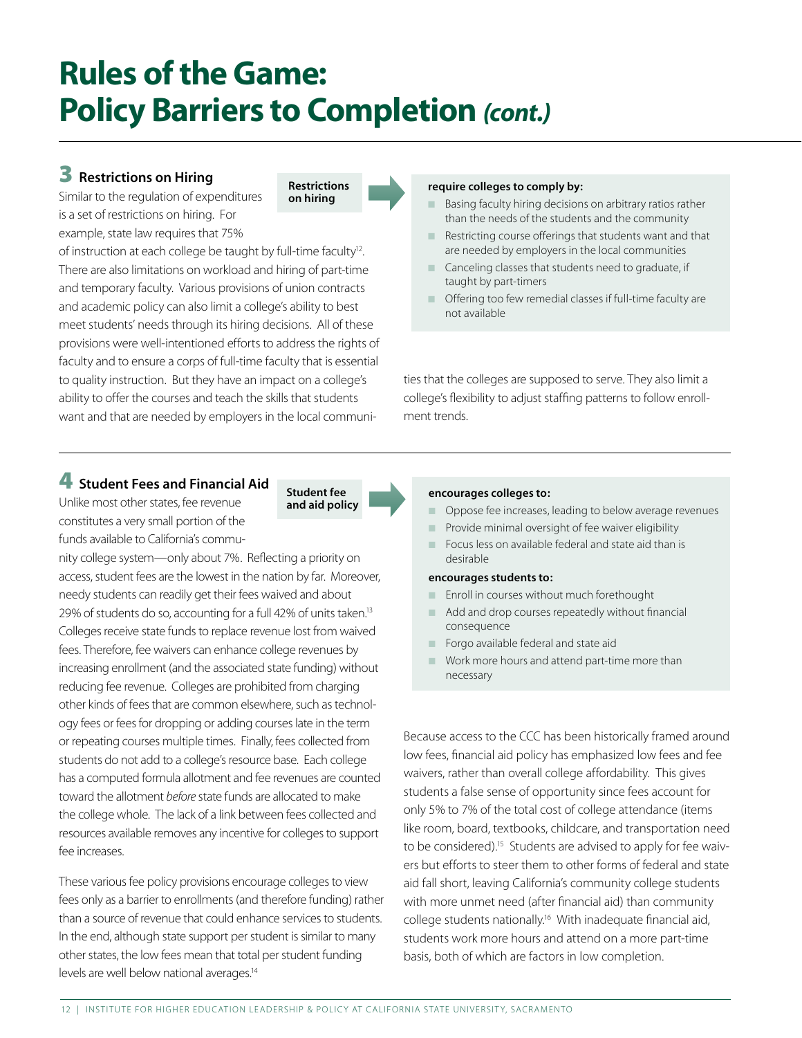# Rules of the Game: Policy Barriers to Completion *(cont.)*

## 3 Restrictions on Hiring

Similar to the regulation of expenditures is a set of restrictions on hiring. For example, state law requires that 75% of instruction at each college be taught by full-time faculty[12]. There are also limitations on workload and hiring of part-time and temporary faculty. Various provisions of union contracts and academic policy can also limit a college's ability to best meet students' needs through its hiring decisions. All of these provisions were well-intentioned efforts to address the rights of faculty and to ensure a corps of full-time faculty that is essential to quality instruction. But they have an impact on a college's ability to offer the courses and teach the skills that students want and that are needed by employers in the local communities that the colleges are supposed to serve. They also limit a college's flexibility to adjust staffing patterns to follow enrollment trends.

**Restrictions on hiring** → **require colleges to comply by:**

- Basing faculty hiring decisions on arbitrary ratios rather than the needs of the students and the community
- Restricting course offerings that students want and that are needed by employers in the local communities
- Canceling classes that students need to graduate, if taught by part-timers
- Offering too few remedial classes if full-time faculty are not available

## 4 Student Fees and Financial Aid

Unlike most other states, fee revenue constitutes a very small portion of the funds available to California's community college system—only about 7%. Reflecting a priority on access, student fees are the lowest in the nation by far. Moreover, needy students can readily get their fees waived and about 29% of students do so, accounting for a full 42% of units taken.[13] Colleges receive state funds to replace revenue lost from waived fees. Therefore, fee waivers can enhance college revenues by increasing enrollment (and the associated state funding) without reducing fee revenue. Colleges are prohibited from charging other kinds of fees that are common elsewhere, such as technology fees or fees for dropping or adding courses late in the term or repeating courses multiple times. Finally, fees collected from students do not add to a college's resource base. Each college has a computed formula allotment and fee revenues are counted toward the allotment *before* state funds are allocated to make the college whole. The lack of a link between fees collected and resources available removes any incentive for colleges to support fee increases.

These various fee policy provisions encourage colleges to view fees only as a barrier to enrollments (and therefore funding) rather than a source of revenue that could enhance services to students. In the end, although state support per student is similar to many other states, the low fees mean that total per student funding levels are well below national averages.[14]

**Student fee and aid policy** → **encourages colleges to:**

- Oppose fee increases, leading to below average revenues
- Provide minimal oversight of fee waiver eligibility
- Focus less on available federal and state aid than is desirable

**encourages students to:**

- Enroll in courses without much forethought
- Add and drop courses repeatedly without financial consequence
- Forgo available federal and state aid
- Work more hours and attend part-time more than necessary

Because access to the CCC has been historically framed around low fees, financial aid policy has emphasized low fees and fee waivers, rather than overall college affordability. This gives students a false sense of opportunity since fees account for only 5% to 7% of the total cost of college attendance (items like room, board, textbooks, childcare, and transportation need to be considered).[15] Students are advised to apply for fee waivers but efforts to steer them to other forms of federal and state aid fall short, leaving California's community college students with more unmet need (after financial aid) than community college students nationally.[16] With inadequate financial aid, students work more hours and attend on a more part-time basis, both of which are factors in low completion.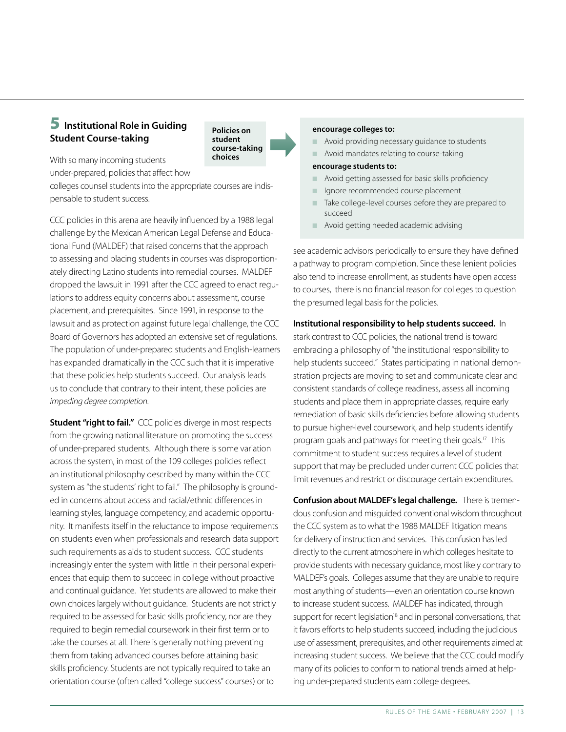## 5 Institutional Role in Guiding Student Course-taking

With so many incoming students under-prepared, policies that affect how colleges counsel students into the appropriate courses are indispensable to student success.

**Policies on student course-taking choices**

**encourage colleges to:**

- Avoid providing necessary guidance to students
- Avoid mandates relating to course-taking

**encourage students to:**

- Avoid getting assessed for basic skills proficiency
- Ignore recommended course placement
- Take college-level courses before they are prepared to succeed
- Avoid getting needed academic advising

CCC policies in this arena are heavily influenced by a 1988 legal challenge by the Mexican American Legal Defense and Educational Fund (MALDEF) that raised concerns that the approach to assessing and placing students in courses was disproportionately directing Latino students into remedial courses. MALDEF dropped the lawsuit in 1991 after the CCC agreed to enact regulations to address equity concerns about assessment, course placement, and prerequisites. Since 1991, in response to the lawsuit and as protection against future legal challenge, the CCC Board of Governors has adopted an extensive set of regulations. The population of under-prepared students and English-learners has expanded dramatically in the CCC such that it is imperative that these policies help students succeed. Our analysis leads us to conclude that contrary to their intent, these policies are *impeding degree completion.*

**Student "right to fail."** CCC policies diverge in most respects from the growing national literature on promoting the success of under-prepared students. Although there is some variation across the system, in most of the 109 colleges policies reflect an institutional philosophy described by many within the CCC system as "the students' right to fail." The philosophy is grounded in concerns about access and racial/ethnic differences in learning styles, language competency, and academic opportunity. It manifests itself in the reluctance to impose requirements on students even when professionals and research data support such requirements as aids to student success. CCC students increasingly enter the system with little in their personal experiences that equip them to succeed in college without proactive and continual guidance. Yet students are allowed to make their own choices largely without guidance. Students are not strictly required to be assessed for basic skills proficiency, nor are they required to begin remedial coursework in their first term or to take the courses at all. There is generally nothing preventing them from taking advanced courses before attaining basic skills proficiency. Students are not typically required to take an orientation course (often called "college success" courses) or to see academic advisors periodically to ensure they have defined a pathway to program completion. Since these lenient policies also tend to increase enrollment, as students have open access to courses, there is no financial reason for colleges to question the presumed legal basis for the policies.

**Institutional responsibility to help students succeed.** In stark contrast to CCC policies, the national trend is toward embracing a philosophy of "the institutional responsibility to help students succeed." States participating in national demonstration projects are moving to set and communicate clear and consistent standards of college readiness, assess all incoming students and place them in appropriate classes, require early remediation of basic skills deficiencies before allowing students to pursue higher-level coursework, and help students identify program goals and pathways for meeting their goals.[17] This commitment to student success requires a level of student support that may be precluded under current CCC policies that limit revenues and restrict or discourage certain expenditures.

**Confusion about MALDEF's legal challenge.** There is tremendous confusion and misguided conventional wisdom throughout the CCC system as to what the 1988 MALDEF litigation means for delivery of instruction and services. This confusion has led directly to the current atmosphere in which colleges hesitate to provide students with necessary guidance, most likely contrary to MALDEF's goals. Colleges assume that they are unable to require most anything of students—even an orientation course known to increase student success. MALDEF has indicated, through support for recent legislation[18] and in personal conversations, that it favors efforts to help students succeed, including the judicious use of assessment, prerequisites, and other requirements aimed at increasing student success. We believe that the CCC could modify many of its policies to conform to national trends aimed at helping under-prepared students earn college degrees.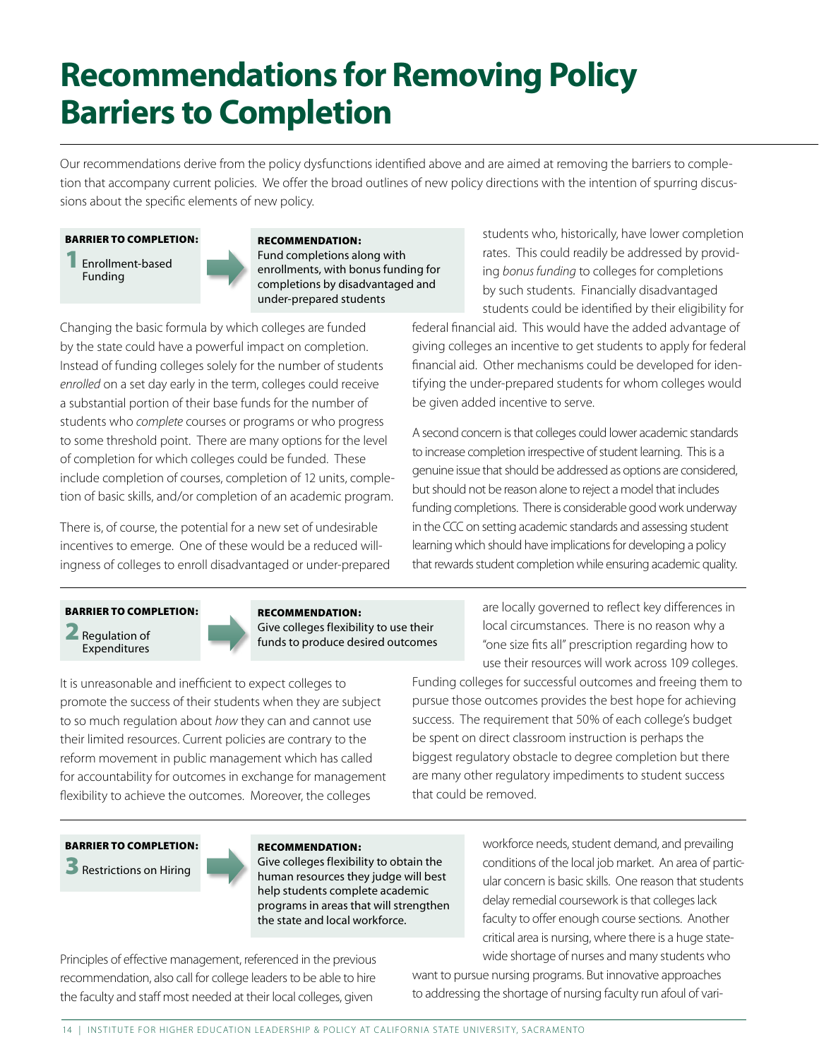# Recommendations for Removing Policy Barriers to Completion

Our recommendations derive from the policy dysfunctions identified above and are aimed at removing the barriers to completion that accompany current policies. We offer the broad outlines of new policy directions with the intention of spurring discussions about the specific elements of new policy.

**BARRIER TO COMPLETION:**

**1** Enrollment-based Funding

**RECOMMENDATION:**
Fund completions along with enrollments, with bonus funding for completions by disadvantaged and under-prepared students

Changing the basic formula by which colleges are funded by the state could have a powerful impact on completion. Instead of funding colleges solely for the number of students *enrolled* on a set day early in the term, colleges could receive a substantial portion of their base funds for the number of students who *complete* courses or programs or who progress to some threshold point. There are many options for the level of completion for which colleges could be funded. These include completion of courses, completion of 12 units, completion of basic skills, and/or completion of an academic program.

There is, of course, the potential for a new set of undesirable incentives to emerge. One of these would be a reduced willingness of colleges to enroll disadvantaged or under-prepared students who, historically, have lower completion rates. This could readily be addressed by providing *bonus funding* to colleges for completions by such students. Financially disadvantaged students could be identified by their eligibility for federal financial aid. This would have the added advantage of giving colleges an incentive to get students to apply for federal financial aid. Other mechanisms could be developed for identifying the under-prepared students for whom colleges would be given added incentive to serve.

A second concern is that colleges could lower academic standards to increase completion irrespective of student learning. This is a genuine issue that should be addressed as options are considered, but should not be reason alone to reject a model that includes funding completions. There is considerable good work underway in the CCC on setting academic standards and assessing student learning which should have implications for developing a policy that rewards student completion while ensuring academic quality.

**BARRIER TO COMPLETION:**

**2** Regulation of Expenditures

**RECOMMENDATION:**
Give colleges flexibility to use their funds to produce desired outcomes

It is unreasonable and inefficient to expect colleges to promote the success of their students when they are subject to so much regulation about *how* they can and cannot use their limited resources. Current policies are contrary to the reform movement in public management which has called for accountability for outcomes in exchange for management flexibility to achieve the outcomes. Moreover, the colleges are locally governed to reflect key differences in local circumstances. There is no reason why a "one size fits all" prescription regarding how to use their resources will work across 109 colleges. Funding colleges for successful outcomes and freeing them to pursue those outcomes provides the best hope for achieving success. The requirement that 50% of each college's budget be spent on direct classroom instruction is perhaps the biggest regulatory obstacle to degree completion but there are many other regulatory impediments to student success that could be removed.

**BARRIER TO COMPLETION:**

**3** Restrictions on Hiring

**RECOMMENDATION:**
Give colleges flexibility to obtain the human resources they judge will best help students complete academic programs in areas that will strengthen the state and local workforce.

Principles of effective management, referenced in the previous recommendation, also call for college leaders to be able to hire the faculty and staff most needed at their local colleges, given workforce needs, student demand, and prevailing conditions of the local job market. An area of particular concern is basic skills. One reason that students delay remedial coursework is that colleges lack faculty to offer enough course sections. Another critical area is nursing, where there is a huge statewide shortage of nurses and many students who want to pursue nursing programs. But innovative approaches to addressing the shortage of nursing faculty run afoul of vari-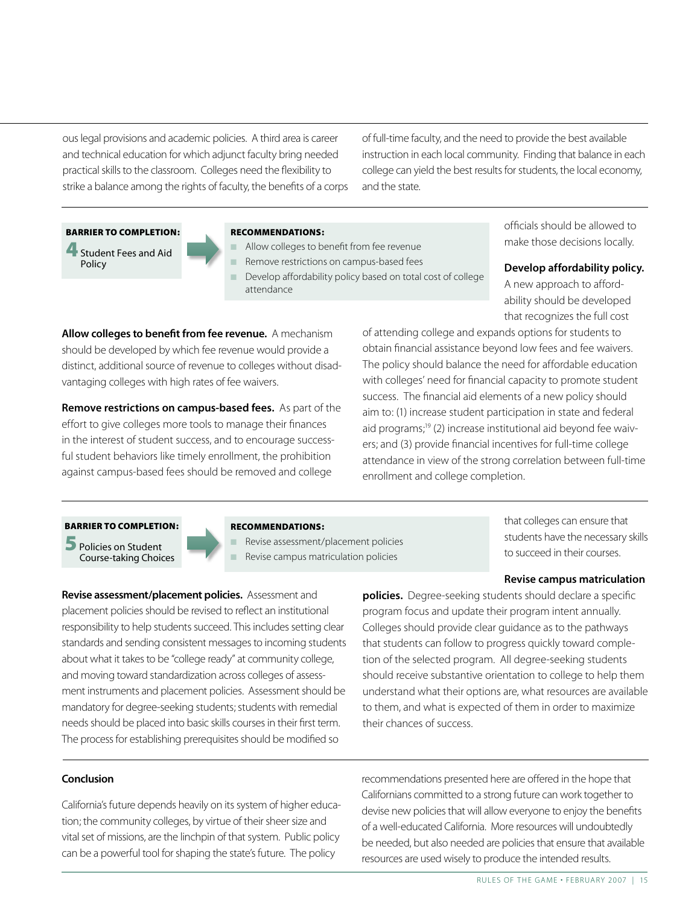ous legal provisions and academic policies. A third area is career and technical education for which adjunct faculty bring needed practical skills to the classroom. Colleges need the flexibility to strike a balance among the rights of faculty, the benefits of a corps of full-time faculty, and the need to provide the best available instruction in each local community. Finding that balance in each college can yield the best results for students, the local economy, and the state.

**BARRIER TO COMPLETION:**

**4** Student Fees and Aid Policy

**RECOMMENDATIONS:**

- Allow colleges to benefit from fee revenue
- Remove restrictions on campus-based fees
- Develop affordability policy based on total cost of college attendance

**Allow colleges to benefit from fee revenue.** A mechanism should be developed by which fee revenue would provide a distinct, additional source of revenue to colleges without disadvantaging colleges with high rates of fee waivers.

**Remove restrictions on campus-based fees.** As part of the effort to give colleges more tools to manage their finances in the interest of student success, and to encourage successful student behaviors like timely enrollment, the prohibition against campus-based fees should be removed and college officials should be allowed to make those decisions locally.

**Develop affordability policy.** A new approach to affordability should be developed that recognizes the full cost of attending college and expands options for students to obtain financial assistance beyond low fees and fee waivers. The policy should balance the need for affordable education with colleges' need for financial capacity to promote student success. The financial aid elements of a new policy should aim to: (1) increase student participation in state and federal aid programs;[19] (2) increase institutional aid beyond fee waivers; and (3) provide financial incentives for full-time college attendance in view of the strong correlation between full-time enrollment and college completion.

**BARRIER TO COMPLETION:**

**5** Policies on Student Course-taking Choices

**RECOMMENDATIONS:**

- Revise assessment/placement policies
- Revise campus matriculation policies

**Revise assessment/placement policies.** Assessment and placement policies should be revised to reflect an institutional responsibility to help students succeed. This includes setting clear standards and sending consistent messages to incoming students about what it takes to be "college ready" at community college, and moving toward standardization across colleges of assessment instruments and placement policies. Assessment should be mandatory for degree-seeking students; students with remedial needs should be placed into basic skills courses in their first term. The process for establishing prerequisites should be modified so that colleges can ensure that students have the necessary skills to succeed in their courses.

**Revise campus matriculation policies.** Degree-seeking students should declare a specific program focus and update their program intent annually. Colleges should provide clear guidance as to the pathways that students can follow to progress quickly toward completion of the selected program. All degree-seeking students should receive substantive orientation to college to help them understand what their options are, what resources are available to them, and what is expected of them in order to maximize their chances of success.

## Conclusion

California's future depends heavily on its system of higher education; the community colleges, by virtue of their sheer size and vital set of missions, are the linchpin of that system. Public policy can be a powerful tool for shaping the state's future. The policy recommendations presented here are offered in the hope that Californians committed to a strong future can work together to devise new policies that will allow everyone to enjoy the benefits of a well-educated California. More resources will undoubtedly be needed, but also needed are policies that ensure that available resources are used wisely to produce the intended results.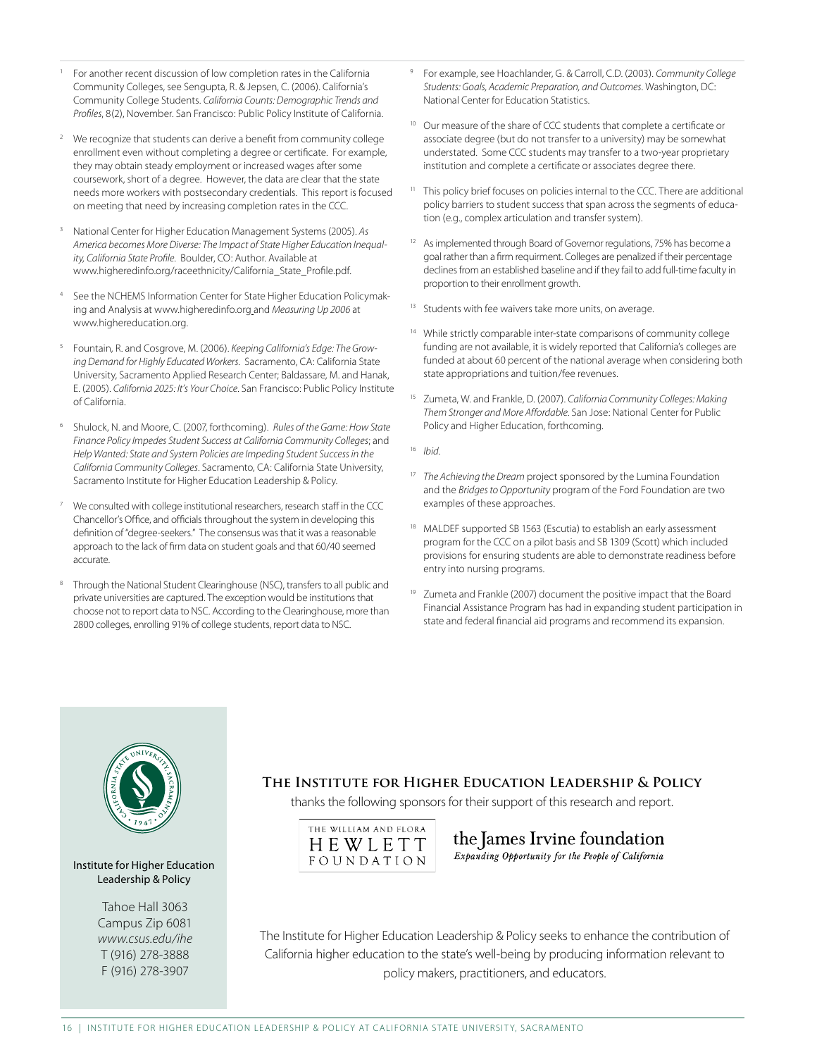1. For another recent discussion of low completion rates in the California Community Colleges, see Sengupta, R. & Jepsen, C. (2006). California's Community College Students. *California Counts: Demographic Trends and Profiles*, 8(2), November. San Francisco: Public Policy Institute of California.

2. We recognize that students can derive a benefit from community college enrollment even without completing a degree or certificate. For example, they may obtain steady employment or increased wages after some coursework, short of a degree. However, the data are clear that the state needs more workers with postsecondary credentials. This report is focused on meeting that need by increasing completion rates in the CCC.

3. National Center for Higher Education Management Systems (2005). *As America becomes More Diverse: The Impact of State Higher Education Inequality, California State Profile*. Boulder, CO: Author. Available at www.higheredinfo.org/raceethnicity/California_State_Profile.pdf.

4. See the NCHEMS Information Center for State Higher Education Policymaking and Analysis at www.higheredinfo.org and *Measuring Up 2006* at www.highereducation.org.

5. Fountain, R. and Cosgrove, M. (2006). *Keeping California's Edge: The Growing Demand for Highly Educated Workers*. Sacramento, CA: California State University, Sacramento Applied Research Center; Baldassare, M. and Hanak, E. (2005). *California 2025: It's Your Choice*. San Francisco: Public Policy Institute of California.

6. Shulock, N. and Moore, C. (2007, forthcoming). *Rules of the Game: How State Finance Policy Impedes Student Success at California Community Colleges*; and *Help Wanted: State and System Policies are Impeding Student Success in the California Community Colleges*. Sacramento, CA: California State University, Sacramento Institute for Higher Education Leadership & Policy.

7. We consulted with college institutional researchers, research staff in the CCC Chancellor's Office, and officials throughout the system in developing this definition of "degree-seekers." The consensus was that it was a reasonable approach to the lack of firm data on student goals and that 60/40 seemed accurate.

8. Through the National Student Clearinghouse (NSC), transfers to all public and private universities are captured. The exception would be institutions that choose not to report data to NSC. According to the Clearinghouse, more than 2800 colleges, enrolling 91% of college students, report data to NSC.

9. For example, see Hoachlander, G. & Carroll, C.D. (2003). *Community College Students: Goals, Academic Preparation, and Outcomes*. Washington, DC: National Center for Education Statistics.

10. Our measure of the share of CCC students that complete a certificate or associate degree (but do not transfer to a university) may be somewhat understated. Some CCC students may transfer to a two-year proprietary institution and complete a certificate or associates degree there.

11. This policy brief focuses on policies internal to the CCC. There are additional policy barriers to student success that span across the segments of education (e.g., complex articulation and transfer system).

12. As implemented through Board of Governor regulations, 75% has become a goal rather than a firm requirment. Colleges are penalized if their percentage declines from an established baseline and if they fail to add full-time faculty in proportion to their enrollment growth.

13. Students with fee waivers take more units, on average.

14. While strictly comparable inter-state comparisons of community college funding are not available, it is widely reported that California's colleges are funded at about 60 percent of the national average when considering both state appropriations and tuition/fee revenues.

15. Zumeta, W. and Frankle, D. (2007). *California Community Colleges: Making Them Stronger and More Affordable*. San Jose: National Center for Public Policy and Higher Education, forthcoming.

16. *Ibid*.

17. *The Achieving the Dream* project sponsored by the Lumina Foundation and the *Bridges to Opportunity* program of the Ford Foundation are two examples of these approaches.

18. MALDEF supported SB 1563 (Escutia) to establish an early assessment program for the CCC on a pilot basis and SB 1309 (Scott) which included provisions for ensuring students are able to demonstrate readiness before entry into nursing programs.

19. Zumeta and Frankle (2007) document the positive impact that the Board Financial Assistance Program has had in expanding student participation in state and federal financial aid programs and recommend its expansion.

Institute for Higher Education Leadership & Policy

Tahoe Hall 3063
Campus Zip 6081
*www.csus.edu/ihe*
T (916) 278-3888
F (916) 278-3907

**The Institute for Higher Education Leadership & Policy**

thanks the following sponsors for their support of this research and report.

The William and Flora Hewlett Foundation

the James Irvine foundation
*Expanding Opportunity for the People of California*

The Institute for Higher Education Leadership & Policy seeks to enhance the contribution of California higher education to the state's well-being by producing information relevant to policy makers, practitioners, and educators.